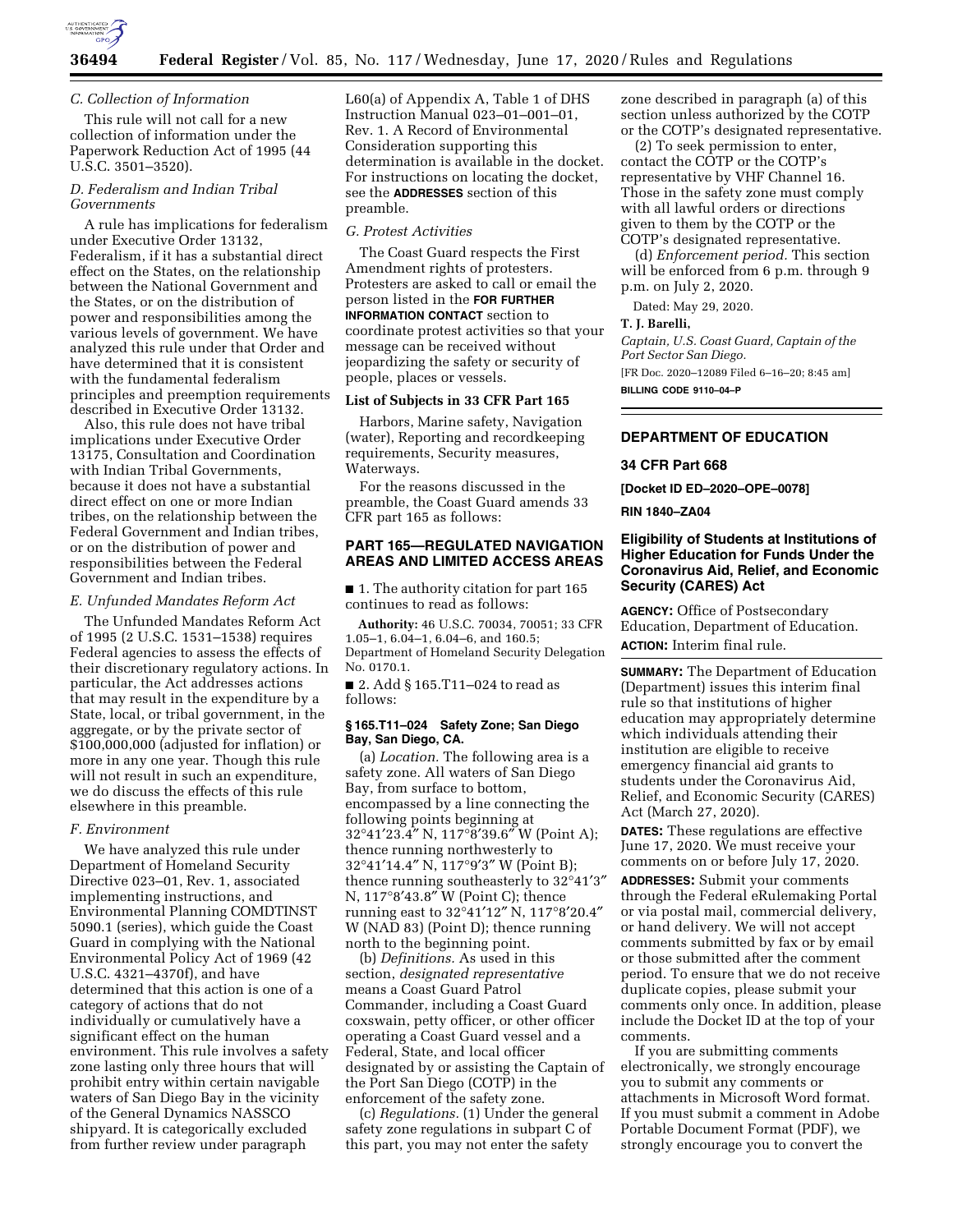### C. Collection of Information

This rule will not call for a new collection of information under the Paperwork Reduction Act of 1995 (44 U.S.C. 3501–3520).

### D. Federalism and Indian Tribal Governments

A rule has implications for federalism under Executive Order 13132, Federalism, if it has a substantial direct effect on the States, on the relationship between the National Government and the States, or on the distribution of power and responsibilities among the various levels of government. We have analyzed this rule under that Order and have determined that it is consistent with the fundamental federalism principles and preemption requirements described in Executive Order 13132.

Also, this rule does not have tribal implications under Executive Order 13175, Consultation and Coordination with Indian Tribal Governments, because it does not have a substantial direct effect on one or more Indian tribes, on the relationship between the Federal Government and Indian tribes, or on the distribution of power and responsibilities between the Federal Government and Indian tribes.

### E. Unfunded Mandates Reform Act

The Unfunded Mandates Reform Act of 1995 (2 U.S.C. 1531–1538) requires Federal agencies to assess the effects of their discretionary regulatory actions. In particular, the Act addresses actions that may result in the expenditure by a State, local, or tribal government, in the aggregate, or by the private sector of $100,000,000 (adjusted for inflation) or more in any one year. Though this rule will not result in such an expenditure, we do discuss the effects of this rule elsewhere in this preamble.

### F. Environment

We have analyzed this rule under Department of Homeland Security Directive 023–01, Rev. 1, associated implementing instructions, and Environmental Planning COMDTINST 5090.1 (series), which guide the Coast Guard in complying with the National Environmental Policy Act of 1969 (42 U.S.C. 4321–4370f), and have determined that this action is one of a category of actions that do not individually or cumulatively have a significant effect on the human environment. This rule involves a safety zone lasting only three hours that will prohibit entry within certain navigable waters of San Diego Bay in the vicinity of the General Dynamics NASSCO shipyard. It is categorically excluded from further review under paragraph L60(a) of Appendix A, Table 1 of DHS Instruction Manual 023–01–001–01, Rev. 1. A Record of Environmental Consideration supporting this determination is available in the docket. For instructions on locating the docket, see the **ADDRESSES** section of this preamble.

### G. Protest Activities

The Coast Guard respects the First Amendment rights of protesters. Protesters are asked to call or email the person listed in the **FOR FURTHER INFORMATION CONTACT** section to coordinate protest activities so that your message can be received without jeopardizing the safety or security of people, places or vessels.

**List of Subjects in 33 CFR Part 165**

Harbors, Marine safety, Navigation (water), Reporting and recordkeeping requirements, Security measures, Waterways.

For the reasons discussed in the preamble, the Coast Guard amends 33 CFR part 165 as follows:

## PART 165—REGULATED NAVIGATION AREAS AND LIMITED ACCESS AREAS

■ 1. The authority citation for part 165 continues to read as follows:

**Authority:** 46 U.S.C. 70034, 70051; 33 CFR 1.05–1, 6.04–1, 6.04–6, and 160.5; Department of Homeland Security Delegation No. 0170.1.

■ 2. Add § 165.T11–024 to read as follows:

**§ 165.T11–024 Safety Zone; San Diego Bay, San Diego, CA.**

(a) *Location.* The following area is a safety zone. All waters of San Diego Bay, from surface to bottom, encompassed by a line connecting the following points beginning at 32°41′23.4″ N, 117°8′39.6″ W (Point A); thence running northwesterly to 32°41′14.4″ N, 117°9′3″ W (Point B); thence running southeasterly to 32°41′3″ N, 117°8′43.8″ W (Point C); thence running east to 32°41′12″ N, 117°8′20.4″ W (NAD 83) (Point D); thence running north to the beginning point.

(b) *Definitions.* As used in this section, *designated representative* means a Coast Guard Patrol Commander, including a Coast Guard coxswain, petty officer, or other officer operating a Coast Guard vessel and a Federal, State, and local officer designated by or assisting the Captain of the Port San Diego (COTP) in the enforcement of the safety zone.

(c) *Regulations.* (1) Under the general safety zone regulations in subpart C of this part, you may not enter the safety zone described in paragraph (a) of this section unless authorized by the COTP or the COTP's designated representative.

(2) To seek permission to enter, contact the COTP or the COTP's representative by VHF Channel 16. Those in the safety zone must comply with all lawful orders or directions given to them by the COTP or the COTP's designated representative.

(d) *Enforcement period.* This section will be enforced from 6 p.m. through 9 p.m. on July 2, 2020.

Dated: May 29, 2020.

**T. J. Barelli,**

*Captain, U.S. Coast Guard, Captain of the Port Sector San Diego.*

[FR Doc. 2020–12089 Filed 6–16–20; 8:45 am]

**BILLING CODE 9110–04–P**

## DEPARTMENT OF EDUCATION

### 34 CFR Part 668

**[Docket ID ED–2020–OPE–0078]**

**RIN 1840–ZA04**

### Eligibility of Students at Institutions of Higher Education for Funds Under the Coronavirus Aid, Relief, and Economic Security (CARES) Act

**AGENCY:** Office of Postsecondary Education, Department of Education.

**ACTION:** Interim final rule.

**SUMMARY:** The Department of Education (Department) issues this interim final rule so that institutions of higher education may appropriately determine which individuals attending their institution are eligible to receive emergency financial aid grants to students under the Coronavirus Aid, Relief, and Economic Security (CARES) Act (March 27, 2020).

**DATES:** These regulations are effective June 17, 2020. We must receive your comments on or before July 17, 2020.

**ADDRESSES:** Submit your comments through the Federal eRulemaking Portal or via postal mail, commercial delivery, or hand delivery. We will not accept comments submitted by fax or by email or those submitted after the comment period. To ensure that we do not receive duplicate copies, please submit your comments only once. In addition, please include the Docket ID at the top of your comments.

If you are submitting comments electronically, we strongly encourage you to submit any comments or attachments in Microsoft Word format. If you must submit a comment in Adobe Portable Document Format (PDF), we strongly encourage you to convert the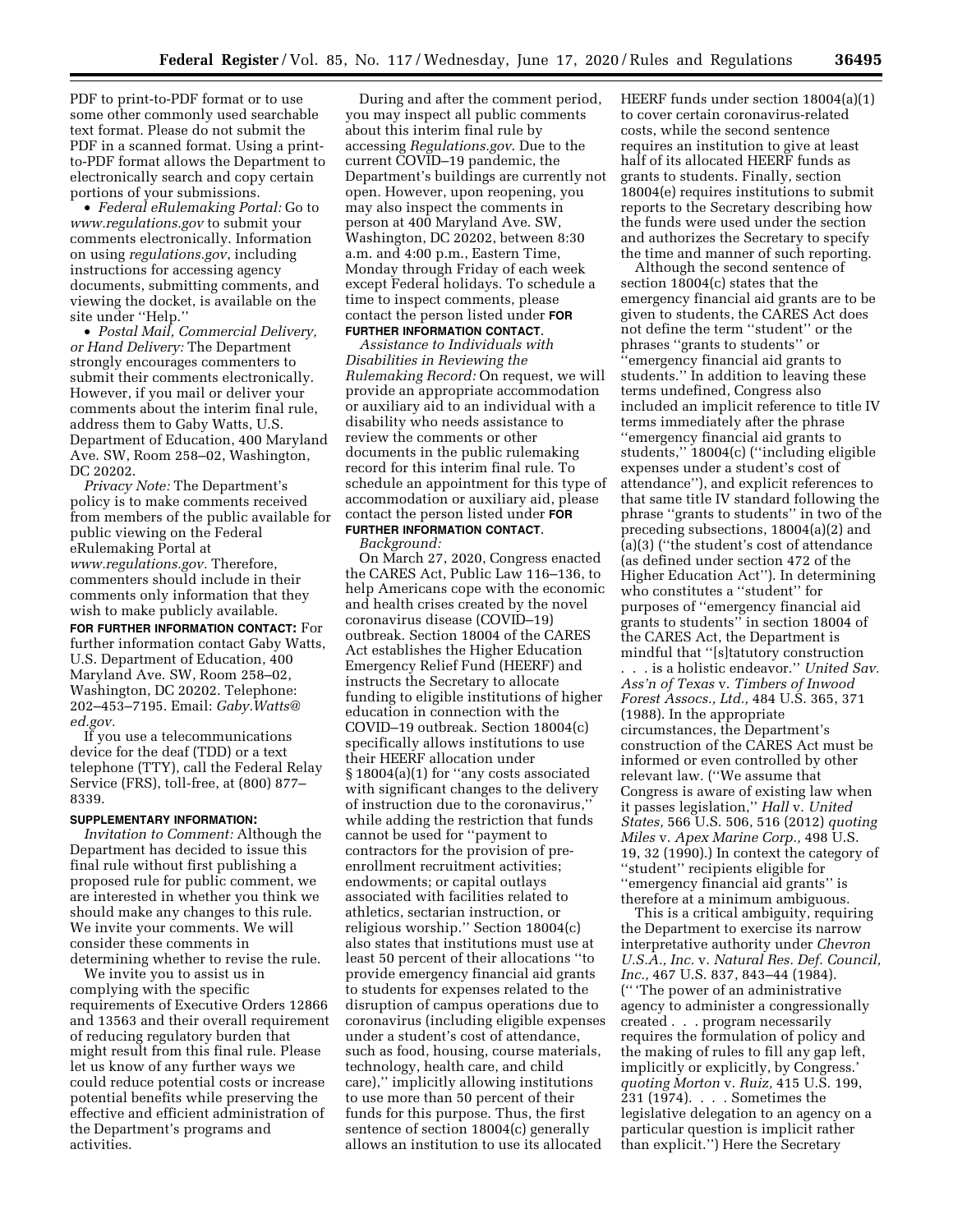PDF to print-to-PDF format or to use some other commonly used searchable text format. Please do not submit the PDF in a scanned format. Using a print-to-PDF format allows the Department to electronically search and copy certain portions of your submissions.

- *Federal eRulemaking Portal:* Go to *www.regulations.gov* to submit your comments electronically. Information on using *regulations.gov*, including instructions for accessing agency documents, submitting comments, and viewing the docket, is available on the site under "Help."
- *Postal Mail, Commercial Delivery, or Hand Delivery:* The Department strongly encourages commenters to submit their comments electronically. However, if you mail or deliver your comments about the interim final rule, address them to Gaby Watts, U.S. Department of Education, 400 Maryland Ave. SW, Room 258–02, Washington, DC 20202.

*Privacy Note:* The Department's policy is to make comments received from members of the public available for public viewing on the Federal eRulemaking Portal at *www.regulations.gov.* Therefore, commenters should include in their comments only information that they wish to make publicly available.

**FOR FURTHER INFORMATION CONTACT:** For further information contact Gaby Watts, U.S. Department of Education, 400 Maryland Ave. SW, Room 258–02, Washington, DC 20202. Telephone: 202–453–7195. Email: *Gaby.Watts@ed.gov.*

If you use a telecommunications device for the deaf (TDD) or a text telephone (TTY), call the Federal Relay Service (FRS), toll-free, at (800) 877–8339.

**SUPPLEMENTARY INFORMATION:**

*Invitation to Comment:* Although the Department has decided to issue this final rule without first publishing a proposed rule for public comment, we are interested in whether you think we should make any changes to this rule. We invite your comments. We will consider these comments in determining whether to revise the rule.

We invite you to assist us in complying with the specific requirements of Executive Orders 12866 and 13563 and their overall requirement of reducing regulatory burden that might result from this final rule. Please let us know of any further ways we could reduce potential costs or increase potential benefits while preserving the effective and efficient administration of the Department's programs and activities.

During and after the comment period, you may inspect all public comments about this interim final rule by accessing *Regulations.gov*. Due to the current COVID–19 pandemic, the Department's buildings are currently not open. However, upon reopening, you may also inspect the comments in person at 400 Maryland Ave. SW, Washington, DC 20202, between 8:30 a.m. and 4:00 p.m., Eastern Time, Monday through Friday of each week except Federal holidays. To schedule a time to inspect comments, please contact the person listed under **FOR FURTHER INFORMATION CONTACT**.

*Assistance to Individuals with Disabilities in Reviewing the Rulemaking Record:* On request, we will provide an appropriate accommodation or auxiliary aid to an individual with a disability who needs assistance to review the comments or other documents in the public rulemaking record for this interim final rule. To schedule an appointment for this type of accommodation or auxiliary aid, please contact the person listed under **FOR FURTHER INFORMATION CONTACT**.

*Background:*

On March 27, 2020, Congress enacted the CARES Act, Public Law 116–136, to help Americans cope with the economic and health crises created by the novel coronavirus disease (COVID–19) outbreak. Section 18004 of the CARES Act establishes the Higher Education Emergency Relief Fund (HEERF) and instructs the Secretary to allocate funding to eligible institutions of higher education in connection with the COVID–19 outbreak. Section 18004(c) specifically allows institutions to use their HEERF allocation under § 18004(a)(1) for "any costs associated with significant changes to the delivery of instruction due to the coronavirus," while adding the restriction that funds cannot be used for "payment to contractors for the provision of pre-enrollment recruitment activities; endowments; or capital outlays associated with facilities related to athletics, sectarian instruction, or religious worship." Section 18004(c) also states that institutions must use at least 50 percent of their allocations "to provide emergency financial aid grants to students for expenses related to the disruption of campus operations due to coronavirus (including eligible expenses under a student's cost of attendance, such as food, housing, course materials, technology, health care, and child care)," implicitly allowing institutions to use more than 50 percent of their funds for this purpose. Thus, the first sentence of section 18004(c) generally allows an institution to use its allocated HEERF funds under section 18004(a)(1) to cover certain coronavirus-related costs, while the second sentence requires an institution to give at least half of its allocated HEERF funds as grants to students. Finally, section 18004(e) requires institutions to submit reports to the Secretary describing how the funds were used under the section and authorizes the Secretary to specify the time and manner of such reporting.

Although the second sentence of section 18004(c) states that the emergency financial aid grants are to be given to students, the CARES Act does not define the term "student" or the phrases "grants to students" or "emergency financial aid grants to students." In addition to leaving these terms undefined, Congress also included an implicit reference to title IV terms immediately after the phrase "emergency financial aid grants to students," 18004(c) ("including eligible expenses under a student's cost of attendance"), and explicit references to that same title IV standard following the phrase "grants to students" in two of the preceding subsections, 18004(a)(2) and (a)(3) ("the student's cost of attendance (as defined under section 472 of the Higher Education Act"). In determining who constitutes a "student" for purposes of "emergency financial aid grants to students" in section 18004 of the CARES Act, the Department is mindful that "[s]tatutory construction . . . is a holistic endeavor." *United Sav. Ass'n of Texas* v. *Timbers of Inwood Forest Assocs., Ltd.,* 484 U.S. 365, 371 (1988). In the appropriate circumstances, the Department's construction of the CARES Act must be informed or even controlled by other relevant law. ("We assume that Congress is aware of existing law when it passes legislation," *Hall* v. *United States,* 566 U.S. 506, 516 (2012) *quoting Miles* v. *Apex Marine Corp.,* 498 U.S. 19, 32 (1990).) In context the category of "student" recipients eligible for "emergency financial aid grants" is therefore at a minimum ambiguous.

This is a critical ambiguity, requiring the Department to exercise its narrow interpretative authority under *Chevron U.S.A., Inc.* v. *Natural Res. Def. Council, Inc.,* 467 U.S. 837, 843–44 (1984). ("'The power of an administrative agency to administer a congressionally created . . . program necessarily requires the formulation of policy and the making of rules to fill any gap left, implicitly or explicitly, by Congress.' *quoting Morton* v. *Ruiz,* 415 U.S. 199, 231 (1974). . . . Sometimes the legislative delegation to an agency on a particular question is implicit rather than explicit.") Here the Secretary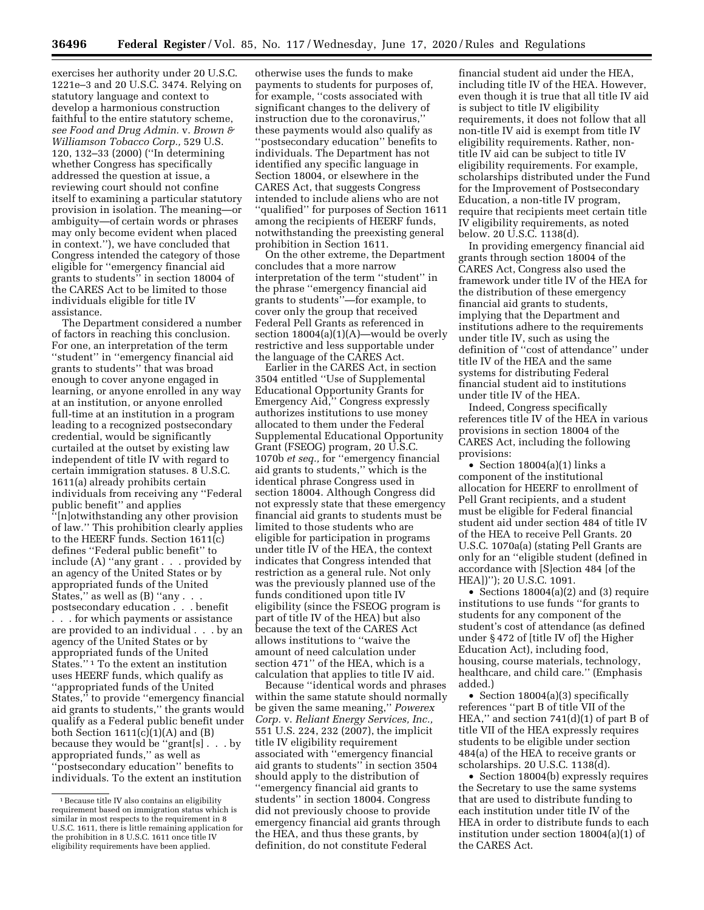exercises her authority under 20 U.S.C. 1221e–3 and 20 U.S.C. 3474. Relying on statutory language and context to develop a harmonious construction faithful to the entire statutory scheme, *see Food and Drug Admin.* v. *Brown & Williamson Tobacco Corp.,* 529 U.S. 120, 132–33 (2000) (''In determining whether Congress has specifically addressed the question at issue, a reviewing court should not confine itself to examining a particular statutory provision in isolation. The meaning—or ambiguity—of certain words or phrases may only become evident when placed in context.''), we have concluded that Congress intended the category of those eligible for ''emergency financial aid grants to students'' in section 18004 of the CARES Act to be limited to those individuals eligible for title IV assistance.

The Department considered a number of factors in reaching this conclusion. For one, an interpretation of the term ''student'' in ''emergency financial aid grants to students'' that was broad enough to cover anyone engaged in learning, or anyone enrolled in any way at an institution, or anyone enrolled full-time at an institution in a program leading to a recognized postsecondary credential, would be significantly curtailed at the outset by existing law independent of title IV with regard to certain immigration statuses. 8 U.S.C. 1611(a) already prohibits certain individuals from receiving any ''Federal public benefit'' and applies ''[n]otwithstanding any other provision of law.'' This prohibition clearly applies to the HEERF funds. Section 1611(c) defines ''Federal public benefit'' to include (A) ''any grant . . . provided by an agency of the United States or by appropriated funds of the United States,'' as well as (B) ''any . . . postsecondary education . . . benefit . . . for which payments or assistance are provided to an individual . . . by an agency of the United States or by appropriated funds of the United States.'' [1] To the extent an institution uses HEERF funds, which qualify as ''appropriated funds of the United States,'' to provide ''emergency financial aid grants to students,'' the grants would qualify as a Federal public benefit under both Section 1611(c)(1)(A) and (B) because they would be ''grant[s] . . . by appropriated funds,'' as well as ''postsecondary education'' benefits to individuals. To the extent an institution otherwise uses the funds to make payments to students for purposes of, for example, ''costs associated with significant changes to the delivery of instruction due to the coronavirus,'' these payments would also qualify as ''postsecondary education'' benefits to individuals. The Department has not identified any specific language in Section 18004, or elsewhere in the CARES Act, that suggests Congress intended to include aliens who are not ''qualified'' for purposes of Section 1611 among the recipients of HEERF funds, notwithstanding the preexisting general prohibition in Section 1611.

On the other extreme, the Department concludes that a more narrow interpretation of the term ''student'' in the phrase ''emergency financial aid grants to students''—for example, to cover only the group that received Federal Pell Grants as referenced in section 18004(a)(1)(A)—would be overly restrictive and less supportable under the language of the CARES Act.

Earlier in the CARES Act, in section 3504 entitled ''Use of Supplemental Educational Opportunity Grants for Emergency Aid,'' Congress expressly authorizes institutions to use money allocated to them under the Federal Supplemental Educational Opportunity Grant (FSEOG) program, 20 U.S.C. 1070b *et seq.,* for ''emergency financial aid grants to students,'' which is the identical phrase Congress used in section 18004. Although Congress did not expressly state that these emergency financial aid grants to students must be limited to those students who are eligible for participation in programs under title IV of the HEA, the context indicates that Congress intended that restriction as a general rule. Not only was the previously planned use of the funds conditioned upon title IV eligibility (since the FSEOG program is part of title IV of the HEA) but also because the text of the CARES Act allows institutions to ''waive the amount of need calculation under section 471'' of the HEA, which is a calculation that applies to title IV aid.

Because ''identical words and phrases within the same statute should normally be given the same meaning,'' *Powerex Corp.* v. *Reliant Energy Services, Inc.,* 551 U.S. 224, 232 (2007), the implicit title IV eligibility requirement associated with ''emergency financial aid grants to students'' in section 3504 should apply to the distribution of ''emergency financial aid grants to students'' in section 18004. Congress did not previously choose to provide emergency financial aid grants through the HEA, and thus these grants, by definition, do not constitute Federal financial student aid under the HEA, including title IV of the HEA. However, even though it is true that all title IV aid is subject to title IV eligibility requirements, it does not follow that all non-title IV aid is exempt from title IV eligibility requirements. Rather, non-title IV aid can be subject to title IV eligibility requirements. For example, scholarships distributed under the Fund for the Improvement of Postsecondary Education, a non-title IV program, require that recipients meet certain title IV eligibility requirements, as noted below. 20 U.S.C. 1138(d).

In providing emergency financial aid grants through section 18004 of the CARES Act, Congress also used the framework under title IV of the HEA for the distribution of these emergency financial aid grants to students, implying that the Department and institutions adhere to the requirements under title IV, such as using the definition of ''cost of attendance'' under title IV of the HEA and the same systems for distributing Federal financial student aid to institutions under title IV of the HEA.

Indeed, Congress specifically references title IV of the HEA in various provisions in section 18004 of the CARES Act, including the following provisions:

- Section 18004(a)(1) links a component of the institutional allocation for HEERF to enrollment of Pell Grant recipients, and a student must be eligible for Federal financial student aid under section 484 of title IV of the HEA to receive Pell Grants. 20 U.S.C. 1070a(a) (stating Pell Grants are only for an ''eligible student (defined in accordance with [S]ection 484 [of the HEA])''); 20 U.S.C. 1091.
- Sections 18004(a)(2) and (3) require institutions to use funds ''for grants to students for any component of the student's cost of attendance (as defined under § 472 of [title IV of] the Higher Education Act), including food, housing, course materials, technology, healthcare, and child care.'' (Emphasis added.)
- Section 18004(a)(3) specifically references ''part B of title VII of the HEA,'' and section 741(d)(1) of part B of title VII of the HEA expressly requires students to be eligible under section 484(a) of the HEA to receive grants or scholarships. 20 U.S.C. 1138(d).
- Section 18004(b) expressly requires the Secretary to use the same systems that are used to distribute funding to each institution under title IV of the HEA in order to distribute funds to each institution under section 18004(a)(1) of the CARES Act.

[1] Because title IV also contains an eligibility requirement based on immigration status which is similar in most respects to the requirement in 8 U.S.C. 1611, there is little remaining application for the prohibition in 8 U.S.C. 1611 once title IV eligibility requirements have been applied.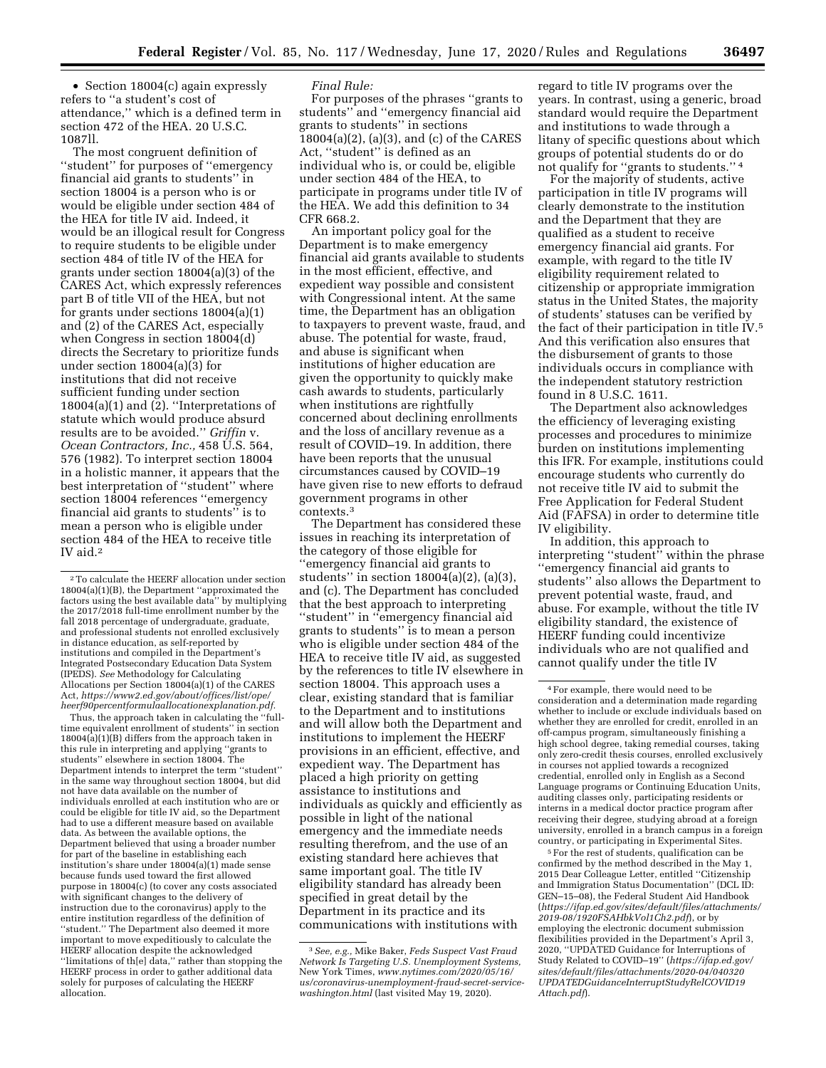- Section 18004(c) again expressly refers to ''a student's cost of attendance,'' which is a defined term in section 472 of the HEA. 20 U.S.C. 1087ll.

The most congruent definition of ''student'' for purposes of ''emergency financial aid grants to students'' in section 18004 is a person who is or would be eligible under section 484 of the HEA for title IV aid. Indeed, it would be an illogical result for Congress to require students to be eligible under section 484 of title IV of the HEA for grants under section 18004(a)(3) of the CARES Act, which expressly references part B of title VII of the HEA, but not for grants under sections 18004(a)(1) and (2) of the CARES Act, especially when Congress in section 18004(d) directs the Secretary to prioritize funds under section 18004(a)(3) for institutions that did not receive sufficient funding under section 18004(a)(1) and (2). ''Interpretations of statute which would produce absurd results are to be avoided.'' *Griffin* v. *Ocean Contractors, Inc.,* 458 U.S. 564, 576 (1982). To interpret section 18004 in a holistic manner, it appears that the best interpretation of ''student'' where section 18004 references ''emergency financial aid grants to students'' is to mean a person who is eligible under section 484 of the HEA to receive title IV aid.[2]

*Final Rule:*

For purposes of the phrases ''grants to students'' and ''emergency financial aid grants to students'' in sections 18004(a)(2), (a)(3), and (c) of the CARES Act, ''student'' is defined as an individual who is, or could be, eligible under section 484 of the HEA, to participate in programs under title IV of the HEA. We add this definition to 34 CFR 668.2.

An important policy goal for the Department is to make emergency financial aid grants available to students in the most efficient, effective, and expedient way possible and consistent with Congressional intent. At the same time, the Department has an obligation to taxpayers to prevent waste, fraud, and abuse. The potential for waste, fraud, and abuse is significant when institutions of higher education are given the opportunity to quickly make cash awards to students, particularly when institutions are rightfully concerned about declining enrollments and the loss of ancillary revenue as a result of COVID–19. In addition, there have been reports that the unusual circumstances caused by COVID–19 have given rise to new efforts to defraud government programs in other contexts.[3]

The Department has considered these issues in reaching its interpretation of the category of those eligible for ''emergency financial aid grants to students'' in section 18004(a)(2), (a)(3), and (c). The Department has concluded that the best approach to interpreting ''student'' in ''emergency financial aid grants to students'' is to mean a person who is eligible under section 484 of the HEA to receive title IV aid, as suggested by the references to title IV elsewhere in section 18004. This approach uses a clear, existing standard that is familiar to the Department and to institutions and will allow both the Department and institutions to implement the HEERF provisions in an efficient, effective, and expedient way. The Department has placed a high priority on getting assistance to institutions and individuals as quickly and efficiently as possible in light of the national emergency and the immediate needs resulting therefrom, and the use of an existing standard here achieves that same important goal. The title IV eligibility standard has already been specified in great detail by the Department in its practice and its communications with institutions with regard to title IV programs over the years. In contrast, using a generic, broad standard would require the Department and institutions to wade through a litany of specific questions about which groups of potential students do or do not qualify for ''grants to students.''[4]

For the majority of students, active participation in title IV programs will clearly demonstrate to the institution and the Department that they are qualified as a student to receive emergency financial aid grants. For example, with regard to the title IV eligibility requirement related to citizenship or appropriate immigration status in the United States, the majority of students' statuses can be verified by the fact of their participation in title IV.[5] And this verification also ensures that the disbursement of grants to those individuals occurs in compliance with the independent statutory restriction found in 8 U.S.C. 1611.

The Department also acknowledges the efficiency of leveraging existing processes and procedures to minimize burden on institutions implementing this IFR. For example, institutions could encourage students who currently do not receive title IV aid to submit the Free Application for Federal Student Aid (FAFSA) in order to determine title IV eligibility.

In addition, this approach to interpreting ''student'' within the phrase ''emergency financial aid grants to students'' also allows the Department to prevent potential waste, fraud, and abuse. For example, without the title IV eligibility standard, the existence of HEERF funding could incentivize individuals who are not qualified and cannot qualify under the title IV

---

[2] To calculate the HEERF allocation under section 18004(a)(1)(B), the Department ''approximated the factors using the best available data'' by multiplying the 2017/2018 full-time enrollment number by the fall 2018 percentage of undergraduate, graduate, and professional students not enrolled exclusively in distance education, as self-reported by institutions and compiled in the Department's Integrated Postsecondary Education Data System (IPEDS). *See* Methodology for Calculating Allocations per Section 18004(a)(1) of the CARES Act, *https://www2.ed.gov/about/offices/list/ope/heerf90percentformulaallocationexplanation.pdf*.

Thus, the approach taken in calculating the ''full-time equivalent enrollment of students'' in section 18004(a)(1)(B) differs from the approach taken in this rule in interpreting and applying ''grants to students'' elsewhere in section 18004. The Department intends to interpret the term ''student'' in the same way throughout section 18004, but did not have data available on the number of individuals enrolled at each institution who are or could be eligible for title IV aid, so the Department had to use a different measure based on available data. As between the available options, the Department believed that using a broader number for part of the baseline in establishing each institution's share under 18004(a)(1) made sense because funds used toward the first allowed purpose in 18004(c) (to cover any costs associated with significant changes to the delivery of instruction due to the coronavirus) apply to the entire institution regardless of the definition of ''student.'' The Department also deemed it more important to move expeditiously to calculate the HEERF allocation despite the acknowledged ''limitations of th[e] data,'' rather than stopping the HEERF process in order to gather additional data solely for purposes of calculating the HEERF allocation.

[3] *See, e.g.,* Mike Baker, *Feds Suspect Vast Fraud Network Is Targeting U.S. Unemployment Systems,* New York Times, *www.nytimes.com/2020/05/16/us/coronavirus-unemployment-fraud-secret-service-washington.html* (last visited May 19, 2020).

[4] For example, there would need to be consideration and a determination made regarding whether to include or exclude individuals based on whether they are enrolled for credit, enrolled in an off-campus program, simultaneously finishing a high school degree, taking remedial courses, taking only zero-credit thesis courses, enrolled exclusively in courses not applied towards a recognized credential, enrolled only in English as a Second Language programs or Continuing Education Units, auditing classes only, participating residents or interns in a medical doctor practice program after receiving their degree, studying abroad at a foreign university, enrolled in a branch campus in a foreign country, or participating in Experimental Sites.

[5] For the rest of students, qualification can be confirmed by the method described in the May 1, 2015 Dear Colleague Letter, entitled ''Citizenship and Immigration Status Documentation'' (DCL ID: GEN–15–08), the Federal Student Aid Handbook (*https://ifap.ed.gov/sites/default/files/attachments/2019-08/1920FSAHbkVol1Ch2.pdf*), or by employing the electronic document submission flexibilities provided in the Department's April 3, 2020, ''UPDATED Guidance for Interruptions of Study Related to COVID–19'' (*https://ifap.ed.gov/sites/default/files/attachments/2020-04/040320UPDATEDGuidanceInterruptStudyRelCOVID19Attach.pdf*).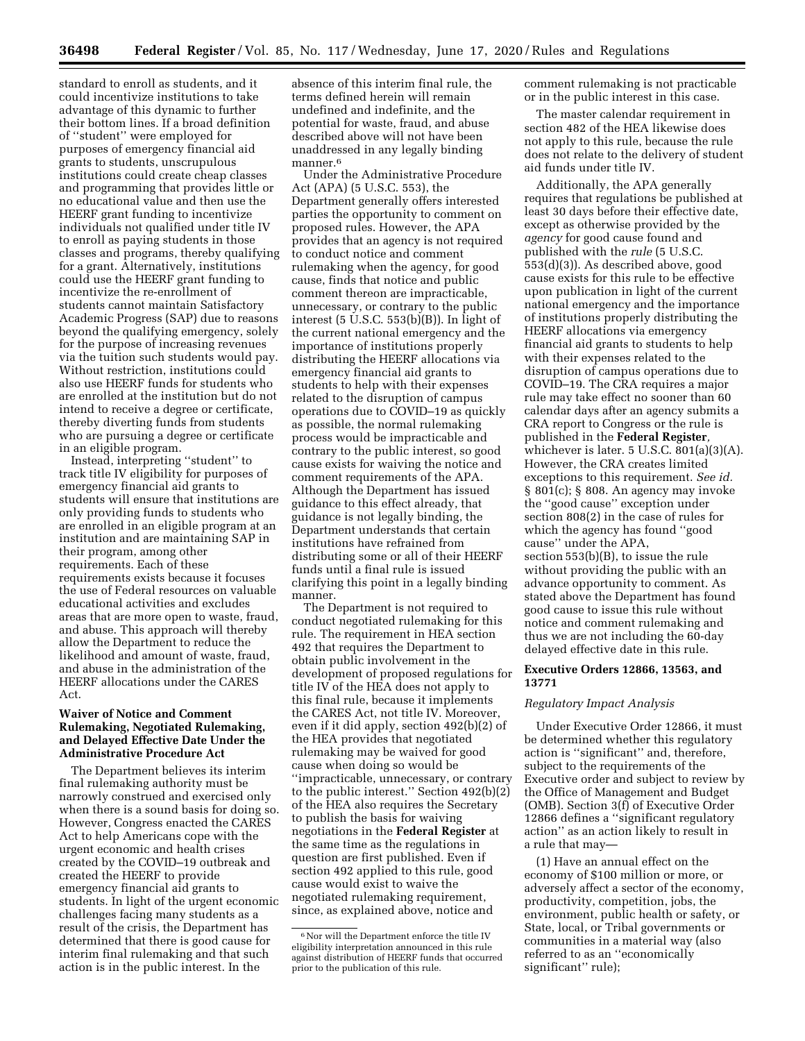standard to enroll as students, and it could incentivize institutions to take advantage of this dynamic to further their bottom lines. If a broad definition of ''student'' were employed for purposes of emergency financial aid grants to students, unscrupulous institutions could create cheap classes and programming that provides little or no educational value and then use the HEERF grant funding to incentivize individuals not qualified under title IV to enroll as paying students in those classes and programs, thereby qualifying for a grant. Alternatively, institutions could use the HEERF grant funding to incentivize the re-enrollment of students cannot maintain Satisfactory Academic Progress (SAP) due to reasons beyond the qualifying emergency, solely for the purpose of increasing revenues via the tuition such students would pay. Without restriction, institutions could also use HEERF funds for students who are enrolled at the institution but do not intend to receive a degree or certificate, thereby diverting funds from students who are pursuing a degree or certificate in an eligible program.

Instead, interpreting ''student'' to track title IV eligibility for purposes of emergency financial aid grants to students will ensure that institutions are only providing funds to students who are enrolled in an eligible program at an institution and are maintaining SAP in their program, among other requirements. Each of these requirements exists because it focuses the use of Federal resources on valuable educational activities and excludes areas that are more open to waste, fraud, and abuse. This approach will thereby allow the Department to reduce the likelihood and amount of waste, fraud, and abuse in the administration of the HEERF allocations under the CARES Act.

## Waiver of Notice and Comment Rulemaking, Negotiated Rulemaking, and Delayed Effective Date Under the Administrative Procedure Act

The Department believes its interim final rulemaking authority must be narrowly construed and exercised only when there is a sound basis for doing so. However, Congress enacted the CARES Act to help Americans cope with the urgent economic and health crises created by the COVID–19 outbreak and created the HEERF to provide emergency financial aid grants to students. In light of the urgent economic challenges facing many students as a result of the crisis, the Department has determined that there is good cause for interim final rulemaking and that such action is in the public interest. In the absence of this interim final rule, the terms defined herein will remain undefined and indefinite, and the potential for waste, fraud, and abuse described above will not have been unaddressed in any legally binding manner.[6]

Under the Administrative Procedure Act (APA) (5 U.S.C. 553), the Department generally offers interested parties the opportunity to comment on proposed rules. However, the APA provides that an agency is not required to conduct notice and comment rulemaking when the agency, for good cause, finds that notice and public comment thereon are impracticable, unnecessary, or contrary to the public interest (5 U.S.C. 553(b)(B)). In light of the current national emergency and the importance of institutions properly distributing the HEERF allocations via emergency financial aid grants to students to help with their expenses related to the disruption of campus operations due to COVID–19 as quickly as possible, the normal rulemaking process would be impracticable and contrary to the public interest, so good cause exists for waiving the notice and comment requirements of the APA. Although the Department has issued guidance to this effect already, that guidance is not legally binding, the Department understands that certain institutions have refrained from distributing some or all of their HEERF funds until a final rule is issued clarifying this point in a legally binding manner.

The Department is not required to conduct negotiated rulemaking for this rule. The requirement in HEA section 492 that requires the Department to obtain public involvement in the development of proposed regulations for title IV of the HEA does not apply to this final rule, because it implements the CARES Act, not title IV. Moreover, even if it did apply, section 492(b)(2) of the HEA provides that negotiated rulemaking may be waived for good cause when doing so would be ''impracticable, unnecessary, or contrary to the public interest.'' Section 492(b)(2) of the HEA also requires the Secretary to publish the basis for waiving negotiations in the **Federal Register** at the same time as the regulations in question are first published. Even if section 492 applied to this rule, good cause would exist to waive the negotiated rulemaking requirement, since, as explained above, notice and comment rulemaking is not practicable or in the public interest in this case.

The master calendar requirement in section 482 of the HEA likewise does not apply to this rule, because the rule does not relate to the delivery of student aid funds under title IV.

Additionally, the APA generally requires that regulations be published at least 30 days before their effective date, except as otherwise provided by the *agency* for good cause found and published with the *rule* (5 U.S.C. 553(d)(3)). As described above, good cause exists for this rule to be effective upon publication in light of the current national emergency and the importance of institutions properly distributing the HEERF allocations via emergency financial aid grants to students to help with their expenses related to the disruption of campus operations due to COVID–19. The CRA requires a major rule may take effect no sooner than 60 calendar days after an agency submits a CRA report to Congress or the rule is published in the **Federal Register**, whichever is later. 5 U.S.C. 801(a)(3)(A). However, the CRA creates limited exceptions to this requirement. *See id.* § 801(c); § 808. An agency may invoke the ''good cause'' exception under section 808(2) in the case of rules for which the agency has found ''good cause'' under the APA, section 553(b)(B), to issue the rule without providing the public with an advance opportunity to comment. As stated above the Department has found good cause to issue this rule without notice and comment rulemaking and thus we are not including the 60-day delayed effective date in this rule.

## Executive Orders 12866, 13563, and 13771

### *Regulatory Impact Analysis*

Under Executive Order 12866, it must be determined whether this regulatory action is ''significant'' and, therefore, subject to the requirements of the Executive order and subject to review by the Office of Management and Budget (OMB). Section 3(f) of Executive Order 12866 defines a ''significant regulatory action'' as an action likely to result in a rule that may—

(1) Have an annual effect on the economy of $100 million or more, or adversely affect a sector of the economy, productivity, competition, jobs, the environment, public health or safety, or State, local, or Tribal governments or communities in a material way (also referred to as an ''economically significant'' rule);

---

[6] Nor will the Department enforce the title IV eligibility interpretation announced in this rule against distribution of HEERF funds that occurred prior to the publication of this rule.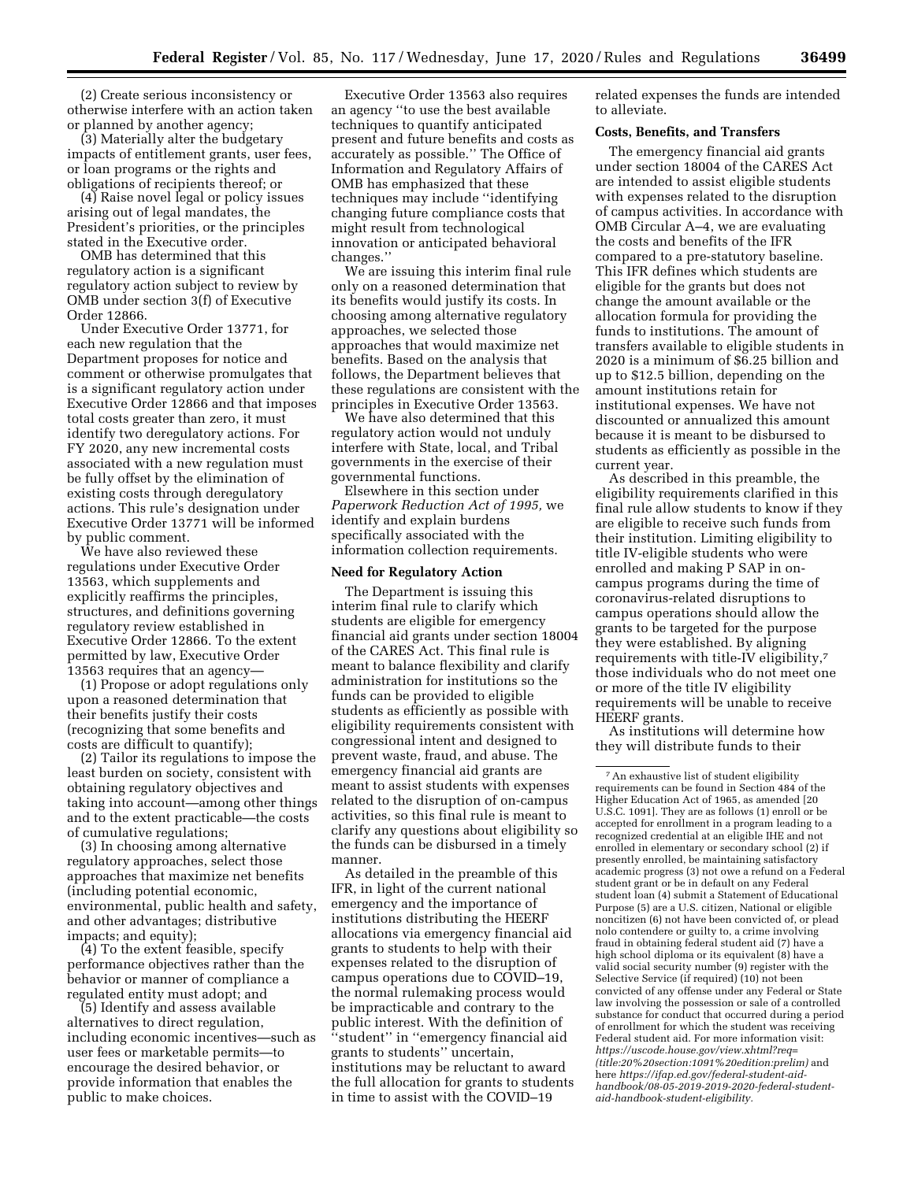(2) Create serious inconsistency or otherwise interfere with an action taken or planned by another agency;

(3) Materially alter the budgetary impacts of entitlement grants, user fees, or loan programs or the rights and obligations of recipients thereof; or

(4) Raise novel legal or policy issues arising out of legal mandates, the President's priorities, or the principles stated in the Executive order.

OMB has determined that this regulatory action is a significant regulatory action subject to review by OMB under section 3(f) of Executive Order 12866.

Under Executive Order 13771, for each new regulation that the Department proposes for notice and comment or otherwise promulgates that is a significant regulatory action under Executive Order 12866 and that imposes total costs greater than zero, it must identify two deregulatory actions. For FY 2020, any new incremental costs associated with a new regulation must be fully offset by the elimination of existing costs through deregulatory actions. This rule's designation under Executive Order 13771 will be informed by public comment.

We have also reviewed these regulations under Executive Order 13563, which supplements and explicitly reaffirms the principles, structures, and definitions governing regulatory review established in Executive Order 12866. To the extent permitted by law, Executive Order 13563 requires that an agency—

(1) Propose or adopt regulations only upon a reasoned determination that their benefits justify their costs (recognizing that some benefits and costs are difficult to quantify);

(2) Tailor its regulations to impose the least burden on society, consistent with obtaining regulatory objectives and taking into account—among other things and to the extent practicable—the costs of cumulative regulations;

(3) In choosing among alternative regulatory approaches, select those approaches that maximize net benefits (including potential economic, environmental, public health and safety, and other advantages; distributive impacts; and equity);

(4) To the extent feasible, specify performance objectives rather than the behavior or manner of compliance a regulated entity must adopt; and

(5) Identify and assess available alternatives to direct regulation, including economic incentives—such as user fees or marketable permits—to encourage the desired behavior, or provide information that enables the public to make choices.

Executive Order 13563 also requires an agency "to use the best available techniques to quantify anticipated present and future benefits and costs as accurately as possible." The Office of Information and Regulatory Affairs of OMB has emphasized that these techniques may include "identifying changing future compliance costs that might result from technological innovation or anticipated behavioral changes."

We are issuing this interim final rule only on a reasoned determination that its benefits would justify its costs. In choosing among alternative regulatory approaches, we selected those approaches that would maximize net benefits. Based on the analysis that follows, the Department believes that these regulations are consistent with the principles in Executive Order 13563.

We have also determined that this regulatory action would not unduly interfere with State, local, and Tribal governments in the exercise of their governmental functions.

Elsewhere in this section under *Paperwork Reduction Act of 1995,* we identify and explain burdens specifically associated with the information collection requirements.

**Need for Regulatory Action**

The Department is issuing this interim final rule to clarify which students are eligible for emergency financial aid grants under section 18004 of the CARES Act. This final rule is meant to balance flexibility and clarify administration for institutions so the funds can be provided to eligible students as efficiently as possible with eligibility requirements consistent with congressional intent and designed to prevent waste, fraud, and abuse. The emergency financial aid grants are meant to assist students with expenses related to the disruption of on-campus activities, so this final rule is meant to clarify any questions about eligibility so the funds can be disbursed in a timely manner.

As detailed in the preamble of this IFR, in light of the current national emergency and the importance of institutions distributing the HEERF allocations via emergency financial aid grants to students to help with their expenses related to the disruption of campus operations due to COVID–19, the normal rulemaking process would be impracticable and contrary to the public interest. With the definition of "student" in "emergency financial aid grants to students" uncertain, institutions may be reluctant to award the full allocation for grants to students in time to assist with the COVID–19 related expenses the funds are intended to alleviate.

**Costs, Benefits, and Transfers**

The emergency financial aid grants under section 18004 of the CARES Act are intended to assist eligible students with expenses related to the disruption of campus activities. In accordance with OMB Circular A–4, we are evaluating the costs and benefits of the IFR compared to a pre-statutory baseline. This IFR defines which students are eligible for the grants but does not change the amount available or the allocation formula for providing the funds to institutions. The amount of transfers available to eligible students in 2020 is a minimum of $6.25 billion and up to $12.5 billion, depending on the amount institutions retain for institutional expenses. We have not discounted or annualized this amount because it is meant to be disbursed to students as efficiently as possible in the current year.

As described in this preamble, the eligibility requirements clarified in this final rule allow students to know if they are eligible to receive such funds from their institution. Limiting eligibility to title IV-eligible students who were enrolled and making P SAP in on-campus programs during the time of coronavirus-related disruptions to campus operations should allow the grants to be targeted for the purpose they were established. By aligning requirements with title-IV eligibility,[7] those individuals who do not meet one or more of the title IV eligibility requirements will be unable to receive HEERF grants.

As institutions will determine how they will distribute funds to their

[7] An exhaustive list of student eligibility requirements can be found in Section 484 of the Higher Education Act of 1965, as amended [20 U.S.C. 1091]. They are as follows (1) enroll or be accepted for enrollment in a program leading to a recognized credential at an eligible IHE and not enrolled in elementary or secondary school (2) if presently enrolled, be maintaining satisfactory academic progress (3) not owe a refund on a Federal student grant or be in default on any Federal student loan (4) submit a Statement of Educational Purpose (5) are a U.S. citizen, National or eligible noncitizen (6) not have been convicted of, or plead nolo contendere or guilty to, a crime involving fraud in obtaining federal student aid (7) have a high school diploma or its equivalent (8) have a valid social security number (9) register with the Selective Service (if required) (10) not been convicted of any offense under any Federal or State law involving the possession or sale of a controlled substance for conduct that occurred during a period of enrollment for which the student was receiving Federal student aid. For more information visit: *https://uscode.house.gov/view.xhtml?req=(title:20%20section:1091%20edition:prelim)* and here *https://ifap.ed.gov/federal-student-aid-handbook/08-05-2019-2019-2020-federal-student-aid-handbook-student-eligibility.*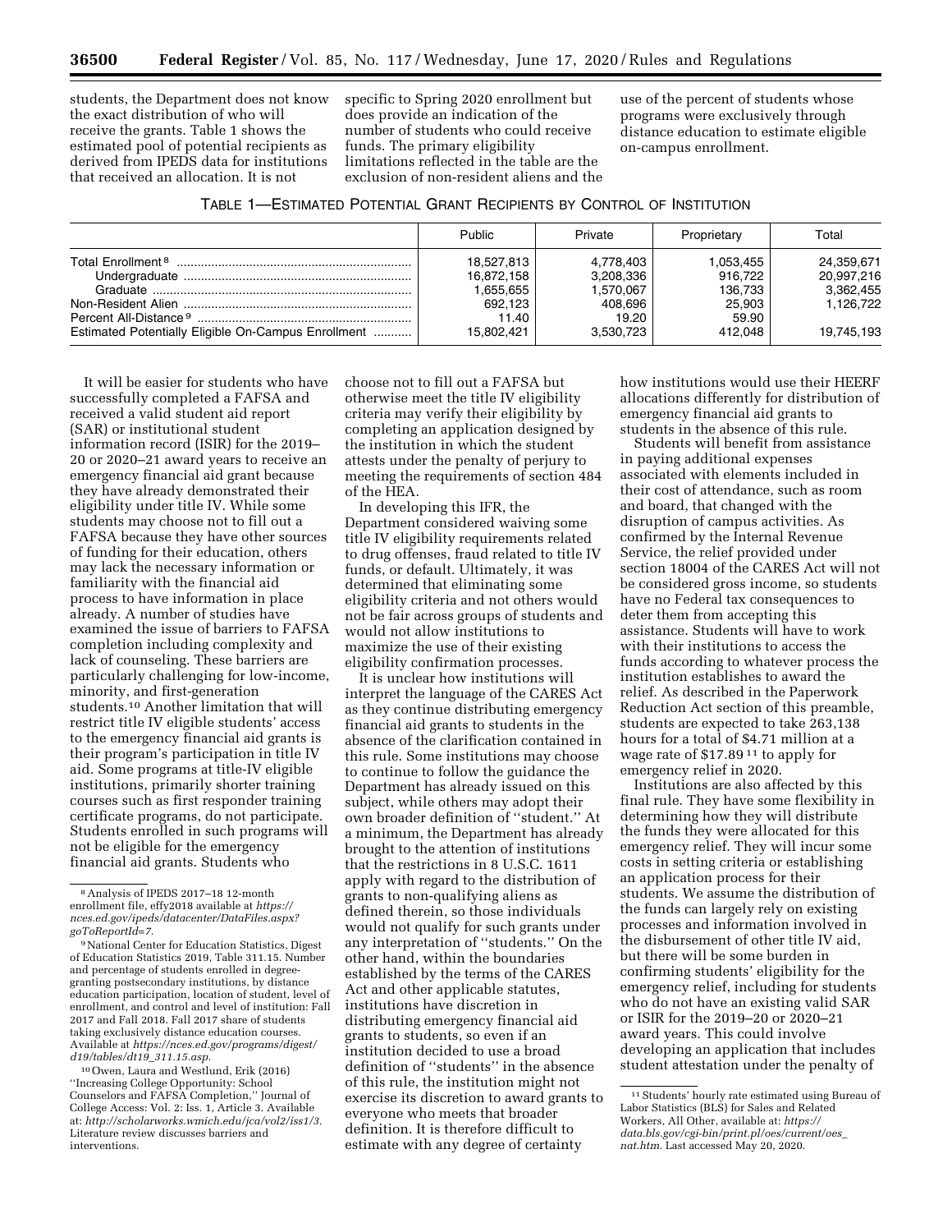students, the Department does not know the exact distribution of who will receive the grants. Table 1 shows the estimated pool of potential recipients as derived from IPEDS data for institutions that received an allocation. It is not specific to Spring 2020 enrollment but does provide an indication of the number of students who could receive funds. The primary eligibility limitations reflected in the table are the exclusion of non-resident aliens and the use of the percent of students whose programs were exclusively through distance education to estimate eligible on-campus enrollment.

TABLE 1—ESTIMATED POTENTIAL GRANT RECIPIENTS BY CONTROL OF INSTITUTION

| | Public | Private | Proprietary | Total |
|---|---|---|---|---|
| Total Enrollment [8] | 18,527,813 | 4,778,403 | 1,053,455 | 24,359,671 |
| Undergraduate | 16,872,158 | 3,208,336 | 916,722 | 20,997,216 |
| Graduate | 1,655,655 | 1,570,067 | 136,733 | 3,362,455 |
| Non-Resident Alien | 692,123 | 408,696 | 25,903 | 1,126,722 |
| Percent All-Distance [9] | 11.40 | 19.20 | 59.90 | |
| Estimated Potentially Eligible On-Campus Enrollment | 15,802,421 | 3,530,723 | 412,048 | 19,745,193 |

It will be easier for students who have successfully completed a FAFSA and received a valid student aid report (SAR) or institutional student information record (ISIR) for the 2019–20 or 2020–21 award years to receive an emergency financial aid grant because they have already demonstrated their eligibility under title IV. While some students may choose not to fill out a FAFSA because they have other sources of funding for their education, others may lack the necessary information or familiarity with the financial aid process to have information in place already. A number of studies have examined the issue of barriers to FAFSA completion including complexity and lack of counseling. These barriers are particularly challenging for low-income, minority, and first-generation students.[10] Another limitation that will restrict title IV eligible students' access to the emergency financial aid grants is their program's participation in title IV aid. Some programs at title-IV eligible institutions, primarily shorter training courses such as first responder training certificate programs, do not participate. Students enrolled in such programs will not be eligible for the emergency financial aid grants. Students who choose not to fill out a FAFSA but otherwise meet the title IV eligibility criteria may verify their eligibility by completing an application designed by the institution in which the student attests under the penalty of perjury to meeting the requirements of section 484 of the HEA.

In developing this IFR, the Department considered waiving some title IV eligibility requirements related to drug offenses, fraud related to title IV funds, or default. Ultimately, it was determined that eliminating some eligibility criteria and not others would not be fair across groups of students and would not allow institutions to maximize the use of their existing eligibility confirmation processes.

It is unclear how institutions will interpret the language of the CARES Act as they continue distributing emergency financial aid grants to students in the absence of the clarification contained in this rule. Some institutions may choose to continue to follow the guidance the Department has already issued on this subject, while others may adopt their own broader definition of "student." At a minimum, the Department has already brought to the attention of institutions that the restrictions in 8 U.S.C. 1611 apply with regard to the distribution of grants to non-qualifying aliens as defined therein, so those individuals would not qualify for such grants under any interpretation of "students." On the other hand, within the boundaries established by the terms of the CARES Act and other applicable statutes, institutions have discretion in distributing emergency financial aid grants to students, so even if an institution decided to use a broad definition of "students" in the absence of this rule, the institution might not exercise its discretion to award grants to everyone who meets that broader definition. It is therefore difficult to estimate with any degree of certainty how institutions would use their HEERF allocations differently for distribution of emergency financial aid grants to students in the absence of this rule.

Students will benefit from assistance in paying additional expenses associated with elements included in their cost of attendance, such as room and board, that changed with the disruption of campus activities. As confirmed by the Internal Revenue Service, the relief provided under section 18004 of the CARES Act will not be considered gross income, so students have no Federal tax consequences to deter them from accepting this assistance. Students will have to work with their institutions to access the funds according to whatever process the institution establishes to award the relief. As described in the Paperwork Reduction Act section of this preamble, students are expected to take 263,138 hours for a total of $4.71 million at a wage rate of $17.89 [11] to apply for emergency relief in 2020.

Institutions are also affected by this final rule. They have some flexibility in determining how they will distribute the funds they were allocated for this emergency relief. They will incur some costs in setting criteria or establishing an application process for their students. We assume the distribution of the funds can largely rely on existing processes and information involved in the disbursement of other title IV aid, but there will be some burden in confirming students' eligibility for the emergency relief, including for students who do not have an existing valid SAR or ISIR for the 2019–20 or 2020–21 award years. This could involve developing an application that includes student attestation under the penalty of

---

[8] Analysis of IPEDS 2017–18 12-month enrollment file, effy2018 available at *https://nces.ed.gov/ipeds/datacenter/DataFiles.aspx?goToReportId=7.*

[9] National Center for Education Statistics, Digest of Education Statistics 2019, Table 311.15. Number and percentage of students enrolled in degree-granting postsecondary institutions, by distance education participation, location of student, level of enrollment, and control and level of institution: Fall 2017 and Fall 2018. Fall 2017 share of students taking exclusively distance education courses. Available at *https://nces.ed.gov/programs/digest/d19/tables/dt19_311.15.asp.*

[10] Owen, Laura and Westlund, Erik (2016) "Increasing College Opportunity: School Counselors and FAFSA Completion," Journal of College Access: Vol. 2: Iss. 1, Article 3. Available at: *http://scholarworks.wmich.edu/jca/vol2/iss1/3.* Literature review discusses barriers and interventions.

[11] Students' hourly rate estimated using Bureau of Labor Statistics (BLS) for Sales and Related Workers, All Other, available at: *https://data.bls.gov/cgi-bin/print.pl/oes/current/oes_nat.htm.* Last accessed May 20, 2020.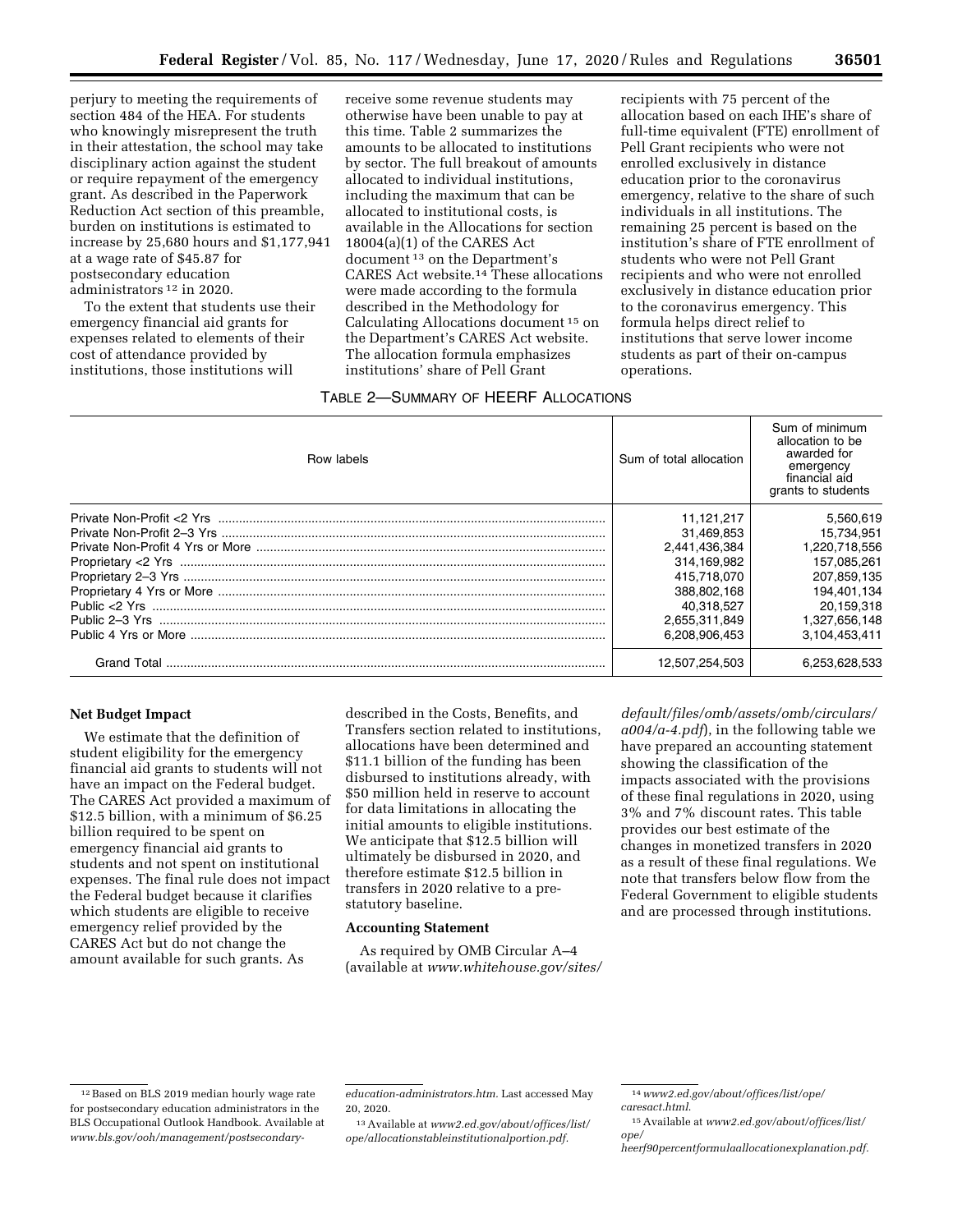perjury to meeting the requirements of section 484 of the HEA. For students who knowingly misrepresent the truth in their attestation, the school may take disciplinary action against the student or require repayment of the emergency grant. As described in the Paperwork Reduction Act section of this preamble, burden on institutions is estimated to increase by 25,680 hours and $1,177,941 at a wage rate of $45.87 for postsecondary education administrators [12] in 2020.

To the extent that students use their emergency financial aid grants for expenses related to elements of their cost of attendance provided by institutions, those institutions will receive some revenue students may otherwise have been unable to pay at this time. Table 2 summarizes the amounts to be allocated to institutions by sector. The full breakout of amounts allocated to individual institutions, including the maximum that can be allocated to institutional costs, is available in the Allocations for section 18004(a)(1) of the CARES Act document [13] on the Department's CARES Act website.[14] These allocations were made according to the formula described in the Methodology for Calculating Allocations document [15] on the Department's CARES Act website. The allocation formula emphasizes institutions' share of Pell Grant recipients with 75 percent of the allocation based on each IHE's share of full-time equivalent (FTE) enrollment of Pell Grant recipients who were not enrolled exclusively in distance education prior to the coronavirus emergency, relative to the share of such individuals in all institutions. The remaining 25 percent is based on the institution's share of FTE enrollment of students who were not Pell Grant recipients and who were not enrolled exclusively in distance education prior to the coronavirus emergency. This formula helps direct relief to institutions that serve lower income students as part of their on-campus operations.

TABLE 2—SUMMARY OF HEERF ALLOCATIONS

| Row labels | Sum of total allocation | Sum of minimum allocation to be awarded for emergency financial aid grants to students |
|---|---|---|
| Private Non-Profit <2 Yrs | 11,121,217 | 5,560,619 |
| Private Non-Profit 2–3 Yrs | 31,469,853 | 15,734,951 |
| Private Non-Profit 4 Yrs or More | 2,441,436,384 | 1,220,718,556 |
| Proprietary <2 Yrs | 314,169,982 | 157,085,261 |
| Proprietary 2–3 Yrs | 415,718,070 | 207,859,135 |
| Proprietary 4 Yrs or More | 388,802,168 | 194,401,134 |
| Public <2 Yrs | 40,318,527 | 20,159,318 |
| Public 2–3 Yrs | 2,655,311,849 | 1,327,656,148 |
| Public 4 Yrs or More | 6,208,906,453 | 3,104,453,411 |
| Grand Total | 12,507,254,503 | 6,253,628,533 |

**Net Budget Impact**

We estimate that the definition of student eligibility for the emergency financial aid grants to students will not have an impact on the Federal budget. The CARES Act provided a maximum of $12.5 billion, with a minimum of $6.25 billion required to be spent on emergency financial aid grants to students and not spent on institutional expenses. The final rule does not impact the Federal budget because it clarifies which students are eligible to receive emergency relief provided by the CARES Act but do not change the amount available for such grants. As described in the Costs, Benefits, and Transfers section related to institutions, allocations have been determined and $11.1 billion of the funding has been disbursed to institutions already, with $50 million held in reserve to account for data limitations in allocating the initial amounts to eligible institutions. We anticipate that $12.5 billion will ultimately be disbursed in 2020, and therefore estimate $12.5 billion in transfers in 2020 relative to a pre-statutory baseline.

**Accounting Statement**

As required by OMB Circular A–4 (available at *www.whitehouse.gov/sites/default/files/omb/assets/omb/circulars/a004/a-4.pdf*), in the following table we have prepared an accounting statement showing the classification of the impacts associated with the provisions of these final regulations in 2020, using 3% and 7% discount rates. This table provides our best estimate of the changes in monetized transfers in 2020 as a result of these final regulations. We note that transfers below flow from the Federal Government to eligible students and are processed through institutions.

[12] Based on BLS 2019 median hourly wage rate for postsecondary education administrators in the BLS Occupational Outlook Handbook. Available at *www.bls.gov/ooh/management/postsecondary-education-administrators.htm*. Last accessed May 20, 2020.

[13] Available at *www2.ed.gov/about/offices/list/ope/allocationstableinstitutionalportion.pdf*.

[14] *www2.ed.gov/about/offices/list/ope/caresact.html*.

[15] Available at *www2.ed.gov/about/offices/list/ope/heerf90percentformulaallocationexplanation.pdf*.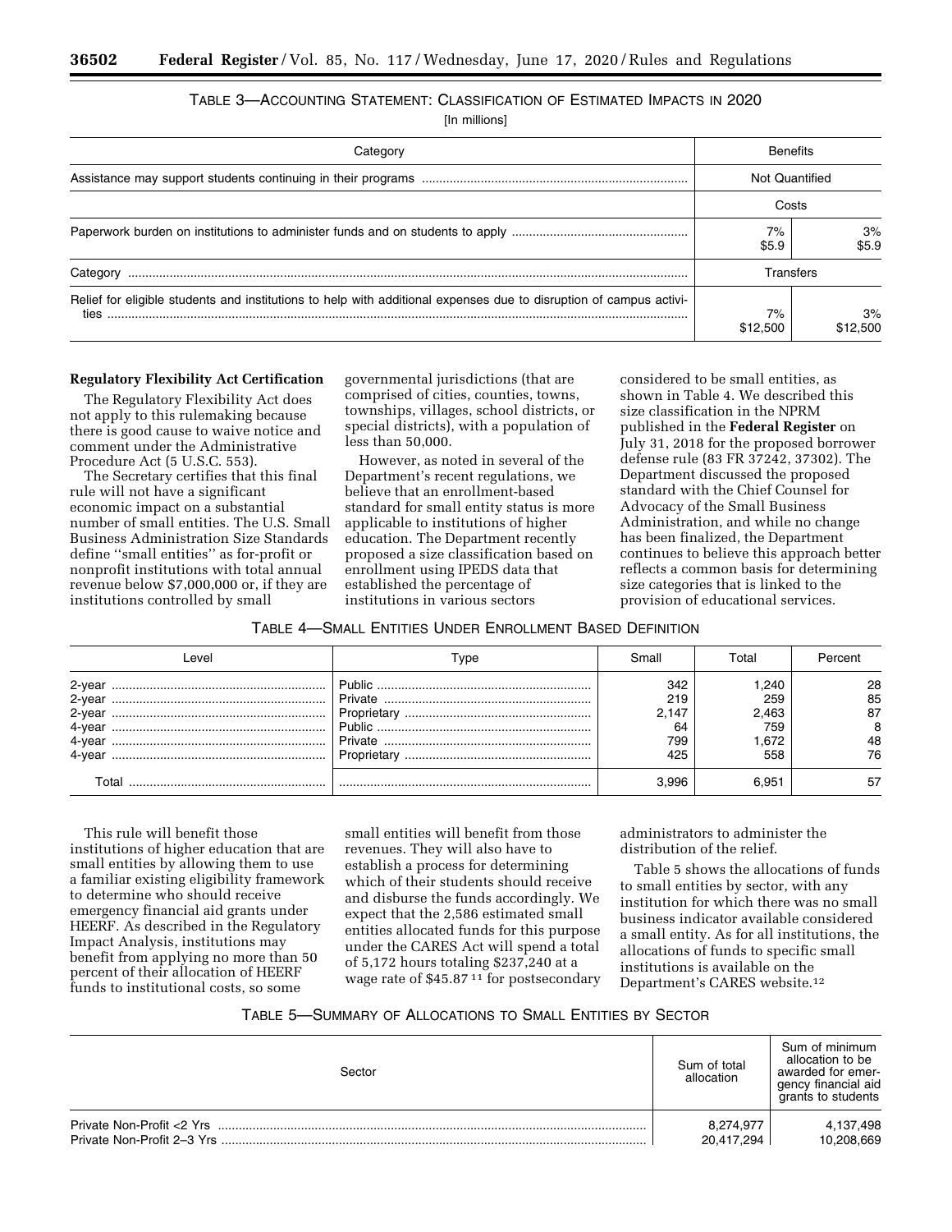TABLE 3—ACCOUNTING STATEMENT: CLASSIFICATION OF ESTIMATED IMPACTS IN 2020

[In millions]

| Category | Benefits | |
|---|---|---|
| Assistance may support students continuing in their programs | Not Quantified | |
| | Costs | |
| Paperwork burden on institutions to administer funds and on students to apply | 7%<br>$5.9 | 3%<br>$5.9 |
| Category | Transfers | |
| Relief for eligible students and institutions to help with additional expenses due to disruption of campus activities | 7%<br>$12,500 | 3%<br>$12,500 |

**Regulatory Flexibility Act Certification**

The Regulatory Flexibility Act does not apply to this rulemaking because there is good cause to waive notice and comment under the Administrative Procedure Act (5 U.S.C. 553).

The Secretary certifies that this final rule will not have a significant economic impact on a substantial number of small entities. The U.S. Small Business Administration Size Standards define ''small entities'' as for-profit or nonprofit institutions with total annual revenue below $7,000,000 or, if they are institutions controlled by small governmental jurisdictions (that are comprised of cities, counties, towns, townships, villages, school districts, or special districts), with a population of less than 50,000.

However, as noted in several of the Department's recent regulations, we believe that an enrollment-based standard for small entity status is more applicable to institutions of higher education. The Department recently proposed a size classification based on enrollment using IPEDS data that established the percentage of institutions in various sectors considered to be small entities, as shown in Table 4. We described this size classification in the NPRM published in the **Federal Register** on July 31, 2018 for the proposed borrower defense rule (83 FR 37242, 37302). The Department discussed the proposed standard with the Chief Counsel for Advocacy of the Small Business Administration, and while no change has been finalized, the Department continues to believe this approach better reflects a common basis for determining size categories that is linked to the provision of educational services.

TABLE 4—SMALL ENTITIES UNDER ENROLLMENT BASED DEFINITION

| Level | Type | Small | Total | Percent |
|---|---|---|---|---|
| 2-year | Public | 342 | 1,240 | 28 |
| 2-year | Private | 219 | 259 | 85 |
| 2-year | Proprietary | 2,147 | 2,463 | 87 |
| 4-year | Public | 64 | 759 | 8 |
| 4-year | Private | 799 | 1,672 | 48 |
| 4-year | Proprietary | 425 | 558 | 76 |
| Total | | 3,996 | 6,951 | 57 |

This rule will benefit those institutions of higher education that are small entities by allowing them to use a familiar existing eligibility framework to determine who should receive emergency financial aid grants under HEERF. As described in the Regulatory Impact Analysis, institutions may benefit from applying no more than 50 percent of their allocation of HEERF funds to institutional costs, so some small entities will benefit from those revenues. They will also have to establish a process for determining which of their students should receive and disburse the funds accordingly. We expect that the 2,586 estimated small entities allocated funds for this purpose under the CARES Act will spend a total of 5,172 hours totaling $237,240 at a wage rate of $45.87 [11] for postsecondary administrators to administer the distribution of the relief.

Table 5 shows the allocations of funds to small entities by sector, with any institution for which there was no small business indicator available considered a small entity. As for all institutions, the allocations of funds to specific small institutions is available on the Department's CARES website.[12]

TABLE 5—SUMMARY OF ALLOCATIONS TO SMALL ENTITIES BY SECTOR

| Sector | Sum of total allocation | Sum of minimum allocation to be awarded for emergency financial aid grants to students |
|---|---|---|
| Private Non-Profit <2 Yrs | 8,274,977 | 4,137,498 |
| Private Non-Profit 2–3 Yrs | 20,417,294 | 10,208,669 |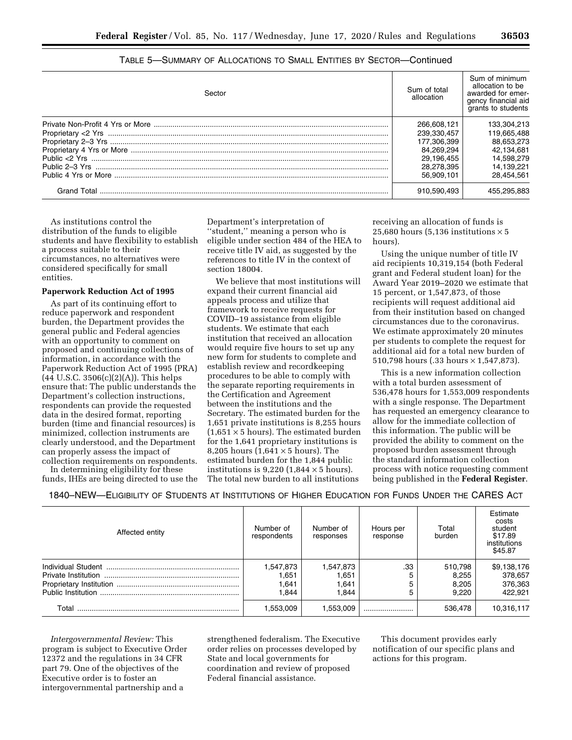TABLE 5—SUMMARY OF ALLOCATIONS TO SMALL ENTITIES BY SECTOR—Continued

| Sector | Sum of total allocation | Sum of minimum allocation to be awarded for emergency financial aid grants to students |
|---|---|---|
| Private Non-Profit 4 Yrs or More | 266,608,121 | 133,304,213 |
| Proprietary <2 Yrs | 239,330,457 | 119,665,488 |
| Proprietary 2–3 Yrs | 177,306,399 | 88,653,273 |
| Proprietary 4 Yrs or More | 84,269,294 | 42,134,681 |
| Public <2 Yrs | 29,196,455 | 14,598,279 |
| Public 2–3 Yrs | 28,278,395 | 14,139,221 |
| Public 4 Yrs or More | 56,909,101 | 28,454,561 |
| Grand Total | 910,590,493 | 455,295,883 |

As institutions control the distribution of the funds to eligible students and have flexibility to establish a process suitable to their circumstances, no alternatives were considered specifically for small entities.

**Paperwork Reduction Act of 1995**

As part of its continuing effort to reduce paperwork and respondent burden, the Department provides the general public and Federal agencies with an opportunity to comment on proposed and continuing collections of information, in accordance with the Paperwork Reduction Act of 1995 (PRA) (44 U.S.C. 3506(c)(2)(A)). This helps ensure that: The public understands the Department's collection instructions, respondents can provide the requested data in the desired format, reporting burden (time and financial resources) is minimized, collection instruments are clearly understood, and the Department can properly assess the impact of collection requirements on respondents.

In determining eligibility for these funds, IHEs are being directed to use the Department's interpretation of ''student,'' meaning a person who is eligible under section 484 of the HEA to receive title IV aid, as suggested by the references to title IV in the context of section 18004.

We believe that most institutions will expand their current financial aid appeals process and utilize that framework to receive requests for COVID–19 assistance from eligible students. We estimate that each institution that received an allocation would require five hours to set up any new form for students to complete and establish review and recordkeeping procedures to be able to comply with the separate reporting requirements in the Certification and Agreement between the institutions and the Secretary. The estimated burden for the 1,651 private institutions is 8,255 hours (1,651 × 5 hours). The estimated burden for the 1,641 proprietary institutions is 8,205 hours (1,641 × 5 hours). The estimated burden for the 1,844 public institutions is 9,220 (1,844 × 5 hours). The total new burden to all institutions receiving an allocation of funds is 25,680 hours (5,136 institutions × 5 hours).

Using the unique number of title IV aid recipients 10,319,154 (both Federal grant and Federal student loan) for the Award Year 2019–2020 we estimate that 15 percent, or 1,547,873, of those recipients will request additional aid from their institution based on changed circumstances due to the coronavirus. We estimate approximately 20 minutes per students to complete the request for additional aid for a total new burden of 510,798 hours (.33 hours × 1,547,873).

This is a new information collection with a total burden assessment of 536,478 hours for 1,553,009 respondents with a single response. The Department has requested an emergency clearance to allow for the immediate collection of this information. The public will be provided the ability to comment on the proposed burden assessment through the standard information collection process with notice requesting comment being published in the **Federal Register**.

1840–NEW—ELIGIBILITY OF STUDENTS AT INSTITUTIONS OF HIGHER EDUCATION FOR FUNDS UNDER THE CARES ACT

| Affected entity | Number of respondents | Number of responses | Hours per response | Total burden | Estimate costs student $17.89 institutions $45.87 |
|---|---|---|---|---|---|
| Individual Student | 1,547,873 | 1,547,873 | .33 | 510,798 | $9,138,176 |
| Private Institution | 1,651 | 1,651 | 5 | 8,255 | 378,657 |
| Proprietary Institution | 1,641 | 1,641 | 5 | 8,205 | 376,363 |
| Public Institution | 1,844 | 1,844 | 5 | 9,220 | 422,921 |
| Total | 1,553,009 | 1,553,009 | | 536,478 | 10,316,117 |

*Intergovernmental Review:* This program is subject to Executive Order 12372 and the regulations in 34 CFR part 79. One of the objectives of the Executive order is to foster an intergovernmental partnership and a strengthened federalism. The Executive order relies on processes developed by State and local governments for coordination and review of proposed Federal financial assistance.

This document provides early notification of our specific plans and actions for this program.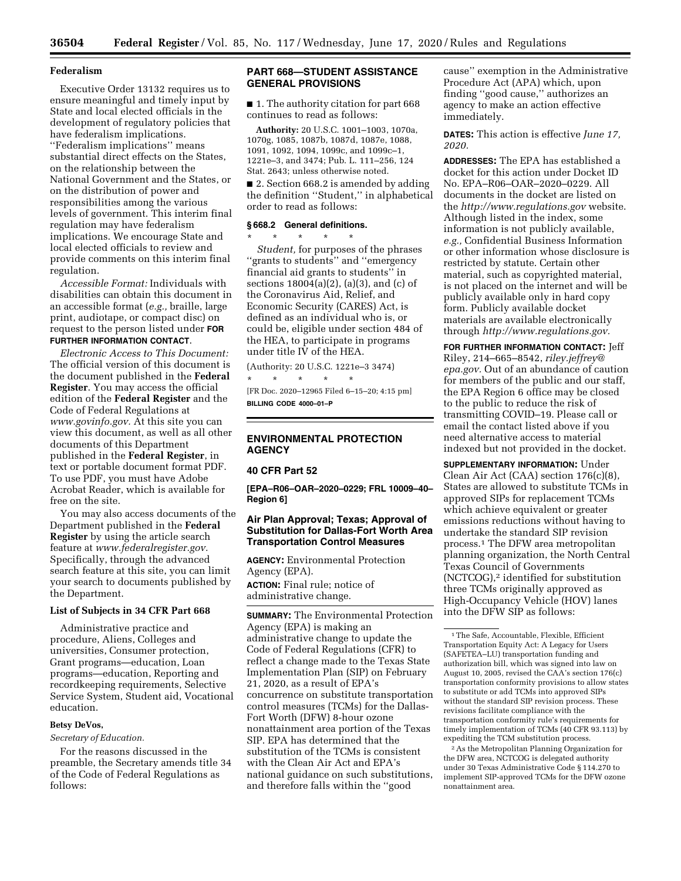## Federalism

Executive Order 13132 requires us to ensure meaningful and timely input by State and local elected officials in the development of regulatory policies that have federalism implications. ''Federalism implications'' means substantial direct effects on the States, on the relationship between the National Government and the States, or on the distribution of power and responsibilities among the various levels of government. This interim final regulation may have federalism implications. We encourage State and local elected officials to review and provide comments on this interim final regulation.

*Accessible Format:* Individuals with disabilities can obtain this document in an accessible format (*e.g.,* braille, large print, audiotape, or compact disc) on request to the person listed under **FOR FURTHER INFORMATION CONTACT**.

*Electronic Access to This Document:* The official version of this document is the document published in the **Federal Register**. You may access the official edition of the **Federal Register** and the Code of Federal Regulations at *www.govinfo.gov.* At this site you can view this document, as well as all other documents of this Department published in the **Federal Register**, in text or portable document format PDF. To use PDF, you must have Adobe Acrobat Reader, which is available for free on the site.

You may also access documents of the Department published in the **Federal Register** by using the article search feature at *www.federalregister.gov.* Specifically, through the advanced search feature at this site, you can limit your search to documents published by the Department.

### List of Subjects in 34 CFR Part 668

Administrative practice and procedure, Aliens, Colleges and universities, Consumer protection, Grant programs—education, Loan programs—education, Reporting and recordkeeping requirements, Selective Service System, Student aid, Vocational education.

**Betsy DeVos,**

*Secretary of Education.*

For the reasons discussed in the preamble, the Secretary amends title 34 of the Code of Federal Regulations as follows:

## PART 668—STUDENT ASSISTANCE GENERAL PROVISIONS

■ 1. The authority citation for part 668 continues to read as follows:

**Authority:** 20 U.S.C. 1001–1003, 1070a, 1070g, 1085, 1087b, 1087d, 1087e, 1088, 1091, 1092, 1094, 1099c, and 1099c–1, 1221e–3, and 3474; Pub. L. 111–256, 124 Stat. 2643; unless otherwise noted.

■ 2. Section 668.2 is amended by adding the definition ''Student,'' in alphabetical order to read as follows:

### § 668.2 General definitions.

\* \* \* \* \*

*Student,* for purposes of the phrases ''grants to students'' and ''emergency financial aid grants to students'' in sections 18004(a)(2), (a)(3), and (c) of the Coronavirus Aid, Relief, and Economic Security (CARES) Act, is defined as an individual who is, or could be, eligible under section 484 of the HEA, to participate in programs under title IV of the HEA.

(Authority: 20 U.S.C. 1221e–3 3474)

\* \* \* \* \*

[FR Doc. 2020–12965 Filed 6–15–20; 4:15 pm]

**BILLING CODE 4000–01–P**

## ENVIRONMENTAL PROTECTION AGENCY

### 40 CFR Part 52

**[EPA–R06–OAR–2020–0229; FRL 10009–40–Region 6]**

## Air Plan Approval; Texas; Approval of Substitution for Dallas-Fort Worth Area Transportation Control Measures

**AGENCY:** Environmental Protection Agency (EPA).

**ACTION:** Final rule; notice of administrative change.

**SUMMARY:** The Environmental Protection Agency (EPA) is making an administrative change to update the Code of Federal Regulations (CFR) to reflect a change made to the Texas State Implementation Plan (SIP) on February 21, 2020, as a result of EPA's concurrence on substitute transportation control measures (TCMs) for the Dallas-Fort Worth (DFW) 8-hour ozone nonattainment area portion of the Texas SIP. EPA has determined that the substitution of the TCMs is consistent with the Clean Air Act and EPA's national guidance on such substitutions, and therefore falls within the ''good cause'' exemption in the Administrative Procedure Act (APA) which, upon finding ''good cause,'' authorizes an agency to make an action effective immediately.

**DATES:** This action is effective *June 17, 2020.*

**ADDRESSES:** The EPA has established a docket for this action under Docket ID No. EPA–R06–OAR–2020–0229. All documents in the docket are listed on the *http://www.regulations.gov* website. Although listed in the index, some information is not publicly available, *e.g.,* Confidential Business Information or other information whose disclosure is restricted by statute. Certain other material, such as copyrighted material, is not placed on the internet and will be publicly available only in hard copy form. Publicly available docket materials are available electronically through *http://www.regulations.gov.*

**FOR FURTHER INFORMATION CONTACT:** Jeff Riley, 214–665–8542, *riley.jeffrey@epa.gov.* Out of an abundance of caution for members of the public and our staff, the EPA Region 6 office may be closed to the public to reduce the risk of transmitting COVID–19. Please call or email the contact listed above if you need alternative access to material indexed but not provided in the docket.

**SUPPLEMENTARY INFORMATION:** Under Clean Air Act (CAA) section 176(c)(8), States are allowed to substitute TCMs in approved SIPs for replacement TCMs which achieve equivalent or greater emissions reductions without having to undertake the standard SIP revision process.[1] The DFW area metropolitan planning organization, the North Central Texas Council of Governments (NCTCOG),[2] identified for substitution three TCMs originally approved as High-Occupancy Vehicle (HOV) lanes into the DFW SIP as follows:

[1] The Safe, Accountable, Flexible, Efficient Transportation Equity Act: A Legacy for Users (SAFETEA–LU) transportation funding and authorization bill, which was signed into law on August 10, 2005, revised the CAA's section 176(c) transportation conformity provisions to allow states to substitute or add TCMs into approved SIPs without the standard SIP revision process. These revisions facilitate compliance with the transportation conformity rule's requirements for timely implementation of TCMs (40 CFR 93.113) by expediting the TCM substitution process.

[2] As the Metropolitan Planning Organization for the DFW area, NCTCOG is delegated authority under 30 Texas Administrative Code § 114.270 to implement SIP-approved TCMs for the DFW ozone nonattainment area.